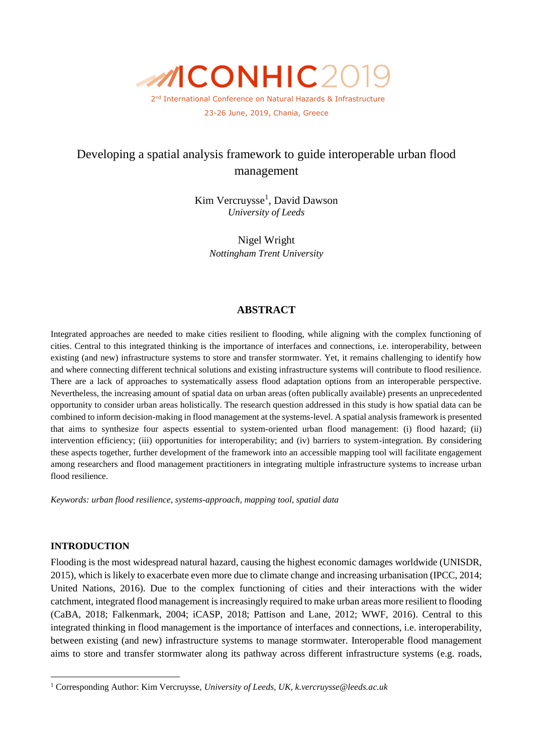ICONHIC2019

2nd International Conference on Natural Hazards & Infrastructure

23-26 June, 2019, Chania, Greece

# Developing a spatial analysis framework to guide interoperable urban flood management

Kim Vercruysse[1], David Dawson
*University of Leeds*

Nigel Wright
*Nottingham Trent University*

## ABSTRACT

Integrated approaches are needed to make cities resilient to flooding, while aligning with the complex functioning of cities. Central to this integrated thinking is the importance of interfaces and connections, i.e. interoperability, between existing (and new) infrastructure systems to store and transfer stormwater. Yet, it remains challenging to identify how and where connecting different technical solutions and existing infrastructure systems will contribute to flood resilience. There are a lack of approaches to systematically assess flood adaptation options from an interoperable perspective. Nevertheless, the increasing amount of spatial data on urban areas (often publically available) presents an unprecedented opportunity to consider urban areas holistically. The research question addressed in this study is how spatial data can be combined to inform decision-making in flood management at the systems-level. A spatial analysis framework is presented that aims to synthesize four aspects essential to system-oriented urban flood management: (i) flood hazard; (ii) intervention efficiency; (iii) opportunities for interoperability; and (iv) barriers to system-integration. By considering these aspects together, further development of the framework into an accessible mapping tool will facilitate engagement among researchers and flood management practitioners in integrating multiple infrastructure systems to increase urban flood resilience.

*Keywords: urban flood resilience, systems-approach, mapping tool, spatial data*

## INTRODUCTION

Flooding is the most widespread natural hazard, causing the highest economic damages worldwide (UNISDR, 2015), which is likely to exacerbate even more due to climate change and increasing urbanisation (IPCC, 2014; United Nations, 2016). Due to the complex functioning of cities and their interactions with the wider catchment, integrated flood management is increasingly required to make urban areas more resilient to flooding (CaBA, 2018; Falkenmark, 2004; iCASP, 2018; Pattison and Lane, 2012; WWF, 2016). Central to this integrated thinking in flood management is the importance of interfaces and connections, i.e. interoperability, between existing (and new) infrastructure systems to manage stormwater. Interoperable flood management aims to store and transfer stormwater along its pathway across different infrastructure systems (e.g. roads,

[1] Corresponding Author: Kim Vercruysse, *University of Leeds, UK, k.vercruysse@leeds.ac.uk*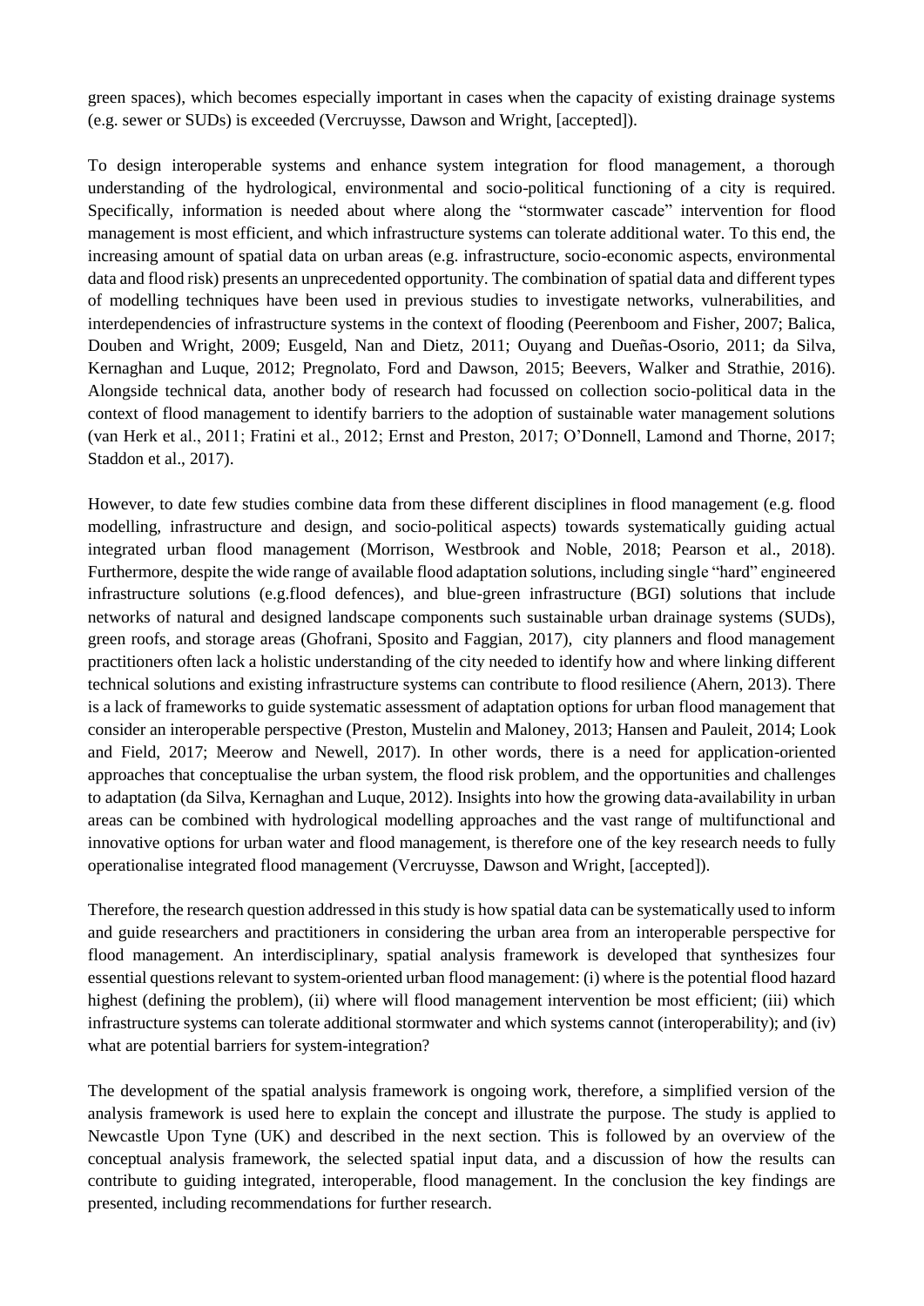green spaces), which becomes especially important in cases when the capacity of existing drainage systems (e.g. sewer or SUDs) is exceeded (Vercruysse, Dawson and Wright, [accepted]).

To design interoperable systems and enhance system integration for flood management, a thorough understanding of the hydrological, environmental and socio-political functioning of a city is required. Specifically, information is needed about where along the "stormwater cascade" intervention for flood management is most efficient, and which infrastructure systems can tolerate additional water. To this end, the increasing amount of spatial data on urban areas (e.g. infrastructure, socio-economic aspects, environmental data and flood risk) presents an unprecedented opportunity. The combination of spatial data and different types of modelling techniques have been used in previous studies to investigate networks, vulnerabilities, and interdependencies of infrastructure systems in the context of flooding (Peerenboom and Fisher, 2007; Balica, Douben and Wright, 2009; Eusgeld, Nan and Dietz, 2011; Ouyang and Dueñas-Osorio, 2011; da Silva, Kernaghan and Luque, 2012; Pregnolato, Ford and Dawson, 2015; Beevers, Walker and Strathie, 2016). Alongside technical data, another body of research had focussed on collection socio-political data in the context of flood management to identify barriers to the adoption of sustainable water management solutions (van Herk et al., 2011; Fratini et al., 2012; Ernst and Preston, 2017; O'Donnell, Lamond and Thorne, 2017; Staddon et al., 2017).

However, to date few studies combine data from these different disciplines in flood management (e.g. flood modelling, infrastructure and design, and socio-political aspects) towards systematically guiding actual integrated urban flood management (Morrison, Westbrook and Noble, 2018; Pearson et al., 2018). Furthermore, despite the wide range of available flood adaptation solutions, including single "hard" engineered infrastructure solutions (e.g.flood defences), and blue-green infrastructure (BGI) solutions that include networks of natural and designed landscape components such sustainable urban drainage systems (SUDs), green roofs, and storage areas (Ghofrani, Sposito and Faggian, 2017), city planners and flood management practitioners often lack a holistic understanding of the city needed to identify how and where linking different technical solutions and existing infrastructure systems can contribute to flood resilience (Ahern, 2013). There is a lack of frameworks to guide systematic assessment of adaptation options for urban flood management that consider an interoperable perspective (Preston, Mustelin and Maloney, 2013; Hansen and Pauleit, 2014; Look and Field, 2017; Meerow and Newell, 2017). In other words, there is a need for application-oriented approaches that conceptualise the urban system, the flood risk problem, and the opportunities and challenges to adaptation (da Silva, Kernaghan and Luque, 2012). Insights into how the growing data-availability in urban areas can be combined with hydrological modelling approaches and the vast range of multifunctional and innovative options for urban water and flood management, is therefore one of the key research needs to fully operationalise integrated flood management (Vercruysse, Dawson and Wright, [accepted]).

Therefore, the research question addressed in this study is how spatial data can be systematically used to inform and guide researchers and practitioners in considering the urban area from an interoperable perspective for flood management. An interdisciplinary, spatial analysis framework is developed that synthesizes four essential questions relevant to system-oriented urban flood management: (i) where is the potential flood hazard highest (defining the problem), (ii) where will flood management intervention be most efficient; (iii) which infrastructure systems can tolerate additional stormwater and which systems cannot (interoperability); and (iv) what are potential barriers for system-integration?

The development of the spatial analysis framework is ongoing work, therefore, a simplified version of the analysis framework is used here to explain the concept and illustrate the purpose. The study is applied to Newcastle Upon Tyne (UK) and described in the next section. This is followed by an overview of the conceptual analysis framework, the selected spatial input data, and a discussion of how the results can contribute to guiding integrated, interoperable, flood management. In the conclusion the key findings are presented, including recommendations for further research.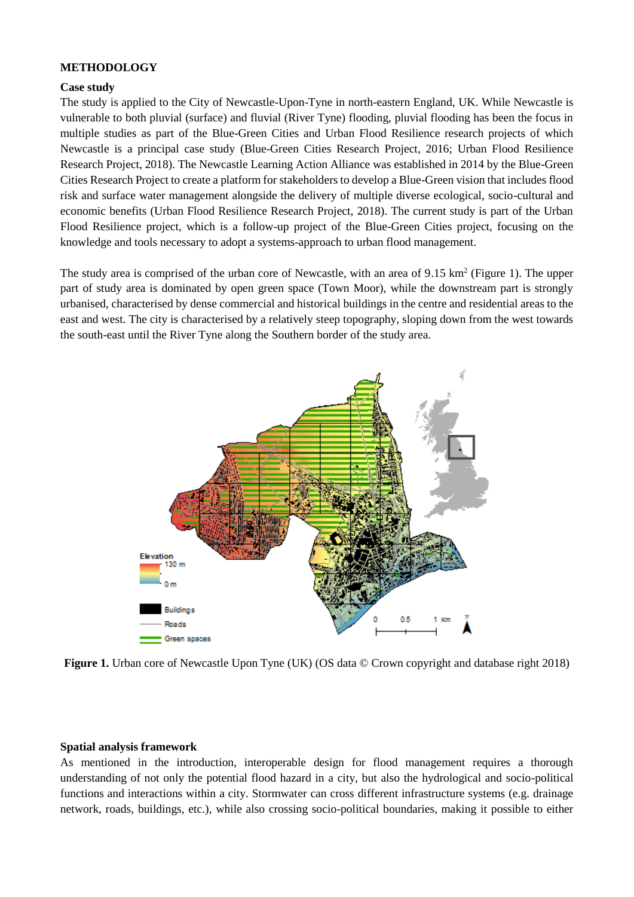## METHODOLOGY

### Case study

The study is applied to the City of Newcastle-Upon-Tyne in north-eastern England, UK. While Newcastle is vulnerable to both pluvial (surface) and fluvial (River Tyne) flooding, pluvial flooding has been the focus in multiple studies as part of the Blue-Green Cities and Urban Flood Resilience research projects of which Newcastle is a principal case study (Blue-Green Cities Research Project, 2016; Urban Flood Resilience Research Project, 2018). The Newcastle Learning Action Alliance was established in 2014 by the Blue-Green Cities Research Project to create a platform for stakeholders to develop a Blue-Green vision that includes flood risk and surface water management alongside the delivery of multiple diverse ecological, socio-cultural and economic benefits (Urban Flood Resilience Research Project, 2018). The current study is part of the Urban Flood Resilience project, which is a follow-up project of the Blue-Green Cities project, focusing on the knowledge and tools necessary to adopt a systems-approach to urban flood management.

The study area is comprised of the urban core of Newcastle, with an area of 9.15 km$^2$ (Figure 1). The upper part of study area is dominated by open green space (Town Moor), while the downstream part is strongly urbanised, characterised by dense commercial and historical buildings in the centre and residential areas to the east and west. The city is characterised by a relatively steep topography, sloping down from the west towards the south-east until the River Tyne along the Southern border of the study area.

**Figure 1.** Urban core of Newcastle Upon Tyne (UK) (OS data © Crown copyright and database right 2018)

### Spatial analysis framework

As mentioned in the introduction, interoperable design for flood management requires a thorough understanding of not only the potential flood hazard in a city, but also the hydrological and socio-political functions and interactions within a city. Stormwater can cross different infrastructure systems (e.g. drainage network, roads, buildings, etc.), while also crossing socio-political boundaries, making it possible to either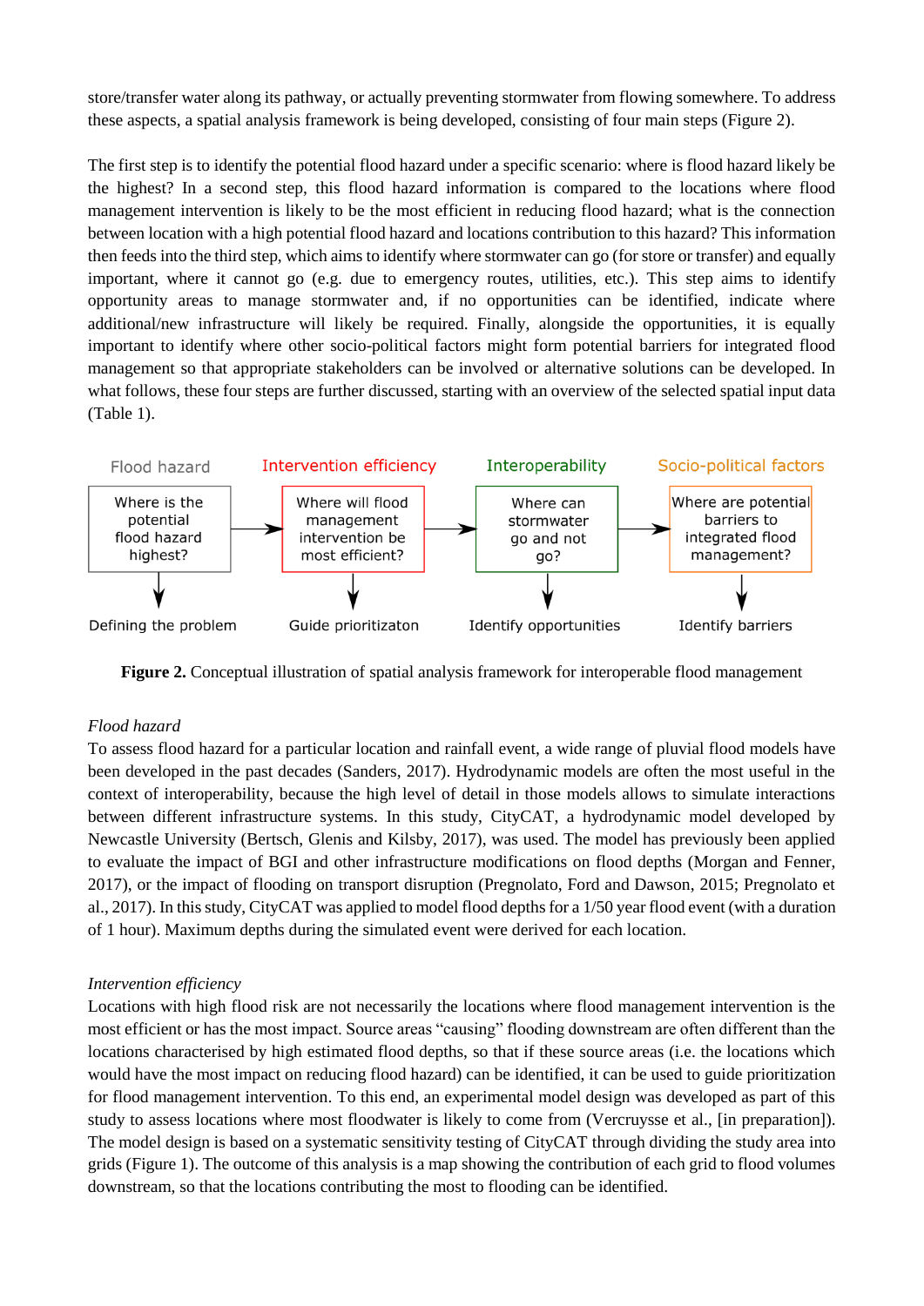store/transfer water along its pathway, or actually preventing stormwater from flowing somewhere. To address these aspects, a spatial analysis framework is being developed, consisting of four main steps (Figure 2).

The first step is to identify the potential flood hazard under a specific scenario: where is flood hazard likely be the highest? In a second step, this flood hazard information is compared to the locations where flood management intervention is likely to be the most efficient in reducing flood hazard; what is the connection between location with a high potential flood hazard and locations contribution to this hazard? This information then feeds into the third step, which aims to identify where stormwater can go (for store or transfer) and equally important, where it cannot go (e.g. due to emergency routes, utilities, etc.). This step aims to identify opportunity areas to manage stormwater and, if no opportunities can be identified, indicate where additional/new infrastructure will likely be required. Finally, alongside the opportunities, it is equally important to identify where other socio-political factors might form potential barriers for integrated flood management so that appropriate stakeholders can be involved or alternative solutions can be developed. In what follows, these four steps are further discussed, starting with an overview of the selected spatial input data (Table 1).

| Flood hazard | Intervention efficiency | Interoperability | Socio-political factors |
|---|---|---|---|
| Where is the potential flood hazard highest? | Where will flood management intervention be most efficient? | Where can stormwater go and not go? | Where are potential barriers to integrated flood management? |
| Defining the problem | Guide prioritizaton | Identify opportunities | Identify barriers |

**Figure 2.** Conceptual illustration of spatial analysis framework for interoperable flood management

*Flood hazard*

To assess flood hazard for a particular location and rainfall event, a wide range of pluvial flood models have been developed in the past decades (Sanders, 2017). Hydrodynamic models are often the most useful in the context of interoperability, because the high level of detail in those models allows to simulate interactions between different infrastructure systems. In this study, CityCAT, a hydrodynamic model developed by Newcastle University (Bertsch, Glenis and Kilsby, 2017), was used. The model has previously been applied to evaluate the impact of BGI and other infrastructure modifications on flood depths (Morgan and Fenner, 2017), or the impact of flooding on transport disruption (Pregnolato, Ford and Dawson, 2015; Pregnolato et al., 2017). In this study, CityCAT was applied to model flood depths for a 1/50 year flood event (with a duration of 1 hour). Maximum depths during the simulated event were derived for each location.

*Intervention efficiency*

Locations with high flood risk are not necessarily the locations where flood management intervention is the most efficient or has the most impact. Source areas "causing" flooding downstream are often different than the locations characterised by high estimated flood depths, so that if these source areas (i.e. the locations which would have the most impact on reducing flood hazard) can be identified, it can be used to guide prioritization for flood management intervention. To this end, an experimental model design was developed as part of this study to assess locations where most floodwater is likely to come from (Vercruysse et al., [in preparation]). The model design is based on a systematic sensitivity testing of CityCAT through dividing the study area into grids (Figure 1). The outcome of this analysis is a map showing the contribution of each grid to flood volumes downstream, so that the locations contributing the most to flooding can be identified.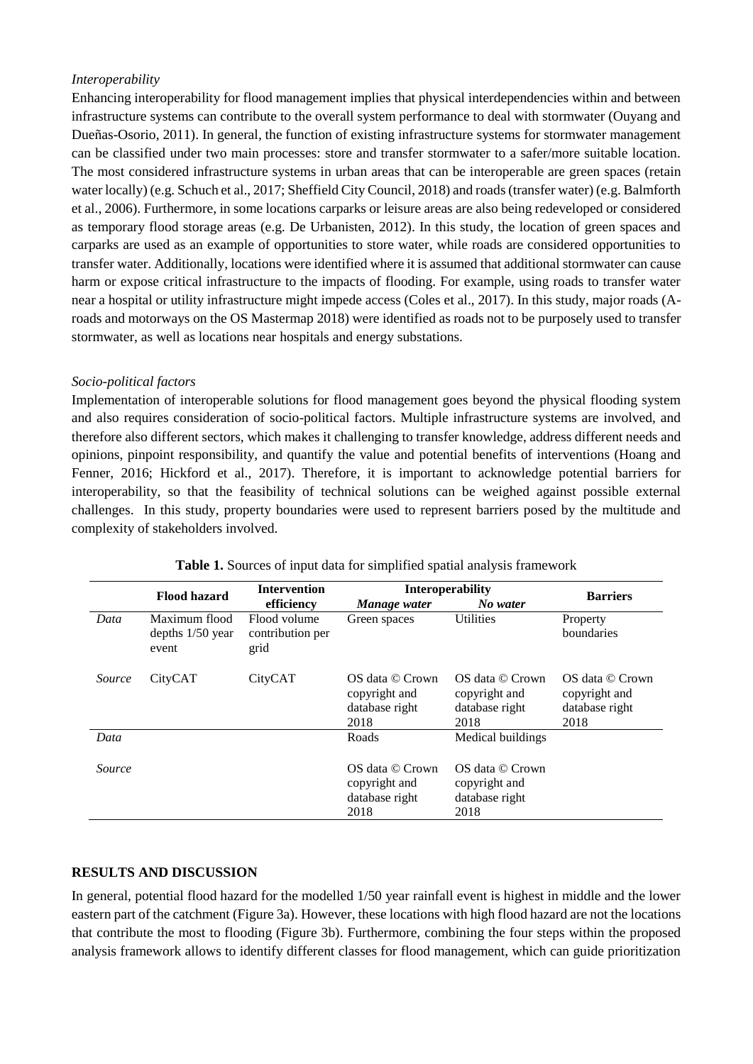*Interoperability*

Enhancing interoperability for flood management implies that physical interdependencies within and between infrastructure systems can contribute to the overall system performance to deal with stormwater (Ouyang and Dueñas-Osorio, 2011). In general, the function of existing infrastructure systems for stormwater management can be classified under two main processes: store and transfer stormwater to a safer/more suitable location. The most considered infrastructure systems in urban areas that can be interoperable are green spaces (retain water locally) (e.g. Schuch et al., 2017; Sheffield City Council, 2018) and roads (transfer water) (e.g. Balmforth et al., 2006). Furthermore, in some locations carparks or leisure areas are also being redeveloped or considered as temporary flood storage areas (e.g. De Urbanisten, 2012). In this study, the location of green spaces and carparks are used as an example of opportunities to store water, while roads are considered opportunities to transfer water. Additionally, locations were identified where it is assumed that additional stormwater can cause harm or expose critical infrastructure to the impacts of flooding. For example, using roads to transfer water near a hospital or utility infrastructure might impede access (Coles et al., 2017). In this study, major roads (A-roads and motorways on the OS Mastermap 2018) were identified as roads not to be purposely used to transfer stormwater, as well as locations near hospitals and energy substations.

*Socio-political factors*

Implementation of interoperable solutions for flood management goes beyond the physical flooding system and also requires consideration of socio-political factors. Multiple infrastructure systems are involved, and therefore also different sectors, which makes it challenging to transfer knowledge, address different needs and opinions, pinpoint responsibility, and quantify the value and potential benefits of interventions (Hoang and Fenner, 2016; Hickford et al., 2017). Therefore, it is important to acknowledge potential barriers for interoperability, so that the feasibility of technical solutions can be weighed against possible external challenges. In this study, property boundaries were used to represent barriers posed by the multitude and complexity of stakeholders involved.

**Table 1.** Sources of input data for simplified spatial analysis framework

| | Flood hazard | Intervention efficiency | Interoperability | | Barriers |
|---|---|---|---|---|---|
| | | | *Manage water* | *No water* | |
| *Data* | Maximum flood depths 1/50 year event | Flood volume contribution per grid | Green spaces | Utilities | Property boundaries |
| *Source* | CityCAT | CityCAT | OS data © Crown copyright and database right 2018 | OS data © Crown copyright and database right 2018 | OS data © Crown copyright and database right 2018 |
| *Data* | | | Roads | Medical buildings | |
| *Source* | | | OS data © Crown copyright and database right 2018 | OS data © Crown copyright and database right 2018 | |

## RESULTS AND DISCUSSION

In general, potential flood hazard for the modelled 1/50 year rainfall event is highest in middle and the lower eastern part of the catchment (Figure 3a). However, these locations with high flood hazard are not the locations that contribute the most to flooding (Figure 3b). Furthermore, combining the four steps within the proposed analysis framework allows to identify different classes for flood management, which can guide prioritization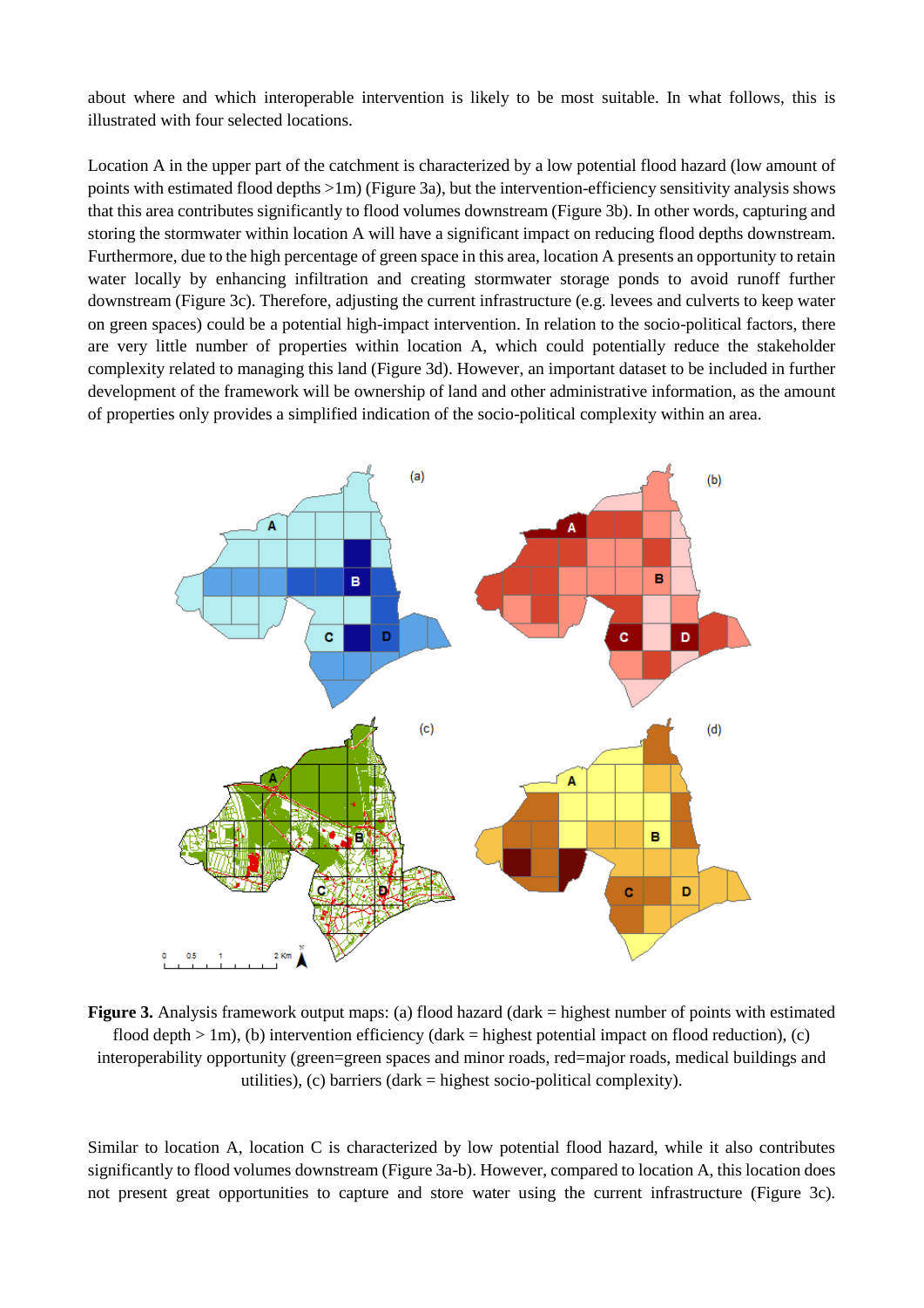about where and which interoperable intervention is likely to be most suitable. In what follows, this is illustrated with four selected locations.

Location A in the upper part of the catchment is characterized by a low potential flood hazard (low amount of points with estimated flood depths >1m) (Figure 3a), but the intervention-efficiency sensitivity analysis shows that this area contributes significantly to flood volumes downstream (Figure 3b). In other words, capturing and storing the stormwater within location A will have a significant impact on reducing flood depths downstream. Furthermore, due to the high percentage of green space in this area, location A presents an opportunity to retain water locally by enhancing infiltration and creating stormwater storage ponds to avoid runoff further downstream (Figure 3c). Therefore, adjusting the current infrastructure (e.g. levees and culverts to keep water on green spaces) could be a potential high-impact intervention. In relation to the socio-political factors, there are very little number of properties within location A, which could potentially reduce the stakeholder complexity related to managing this land (Figure 3d). However, an important dataset to be included in further development of the framework will be ownership of land and other administrative information, as the amount of properties only provides a simplified indication of the socio-political complexity within an area.

**Figure 3.** Analysis framework output maps: (a) flood hazard (dark = highest number of points with estimated flood depth > 1m), (b) intervention efficiency (dark = highest potential impact on flood reduction), (c) interoperability opportunity (green=green spaces and minor roads, red=major roads, medical buildings and utilities), (c) barriers (dark = highest socio-political complexity).

Similar to location A, location C is characterized by low potential flood hazard, while it also contributes significantly to flood volumes downstream (Figure 3a-b). However, compared to location A, this location does not present great opportunities to capture and store water using the current infrastructure (Figure 3c).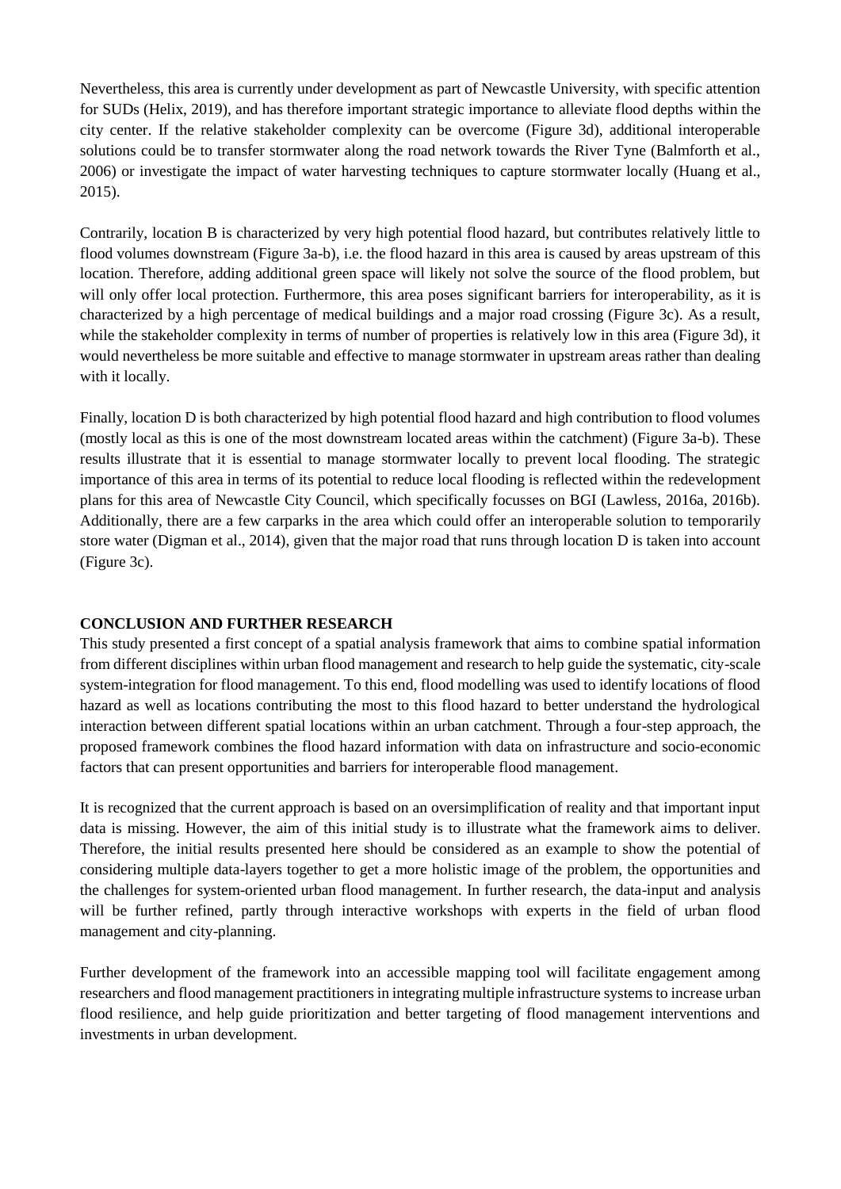Nevertheless, this area is currently under development as part of Newcastle University, with specific attention for SUDs (Helix, 2019), and has therefore important strategic importance to alleviate flood depths within the city center. If the relative stakeholder complexity can be overcome (Figure 3d), additional interoperable solutions could be to transfer stormwater along the road network towards the River Tyne (Balmforth et al., 2006) or investigate the impact of water harvesting techniques to capture stormwater locally (Huang et al., 2015).

Contrarily, location B is characterized by very high potential flood hazard, but contributes relatively little to flood volumes downstream (Figure 3a-b), i.e. the flood hazard in this area is caused by areas upstream of this location. Therefore, adding additional green space will likely not solve the source of the flood problem, but will only offer local protection. Furthermore, this area poses significant barriers for interoperability, as it is characterized by a high percentage of medical buildings and a major road crossing (Figure 3c). As a result, while the stakeholder complexity in terms of number of properties is relatively low in this area (Figure 3d), it would nevertheless be more suitable and effective to manage stormwater in upstream areas rather than dealing with it locally.

Finally, location D is both characterized by high potential flood hazard and high contribution to flood volumes (mostly local as this is one of the most downstream located areas within the catchment) (Figure 3a-b). These results illustrate that it is essential to manage stormwater locally to prevent local flooding. The strategic importance of this area in terms of its potential to reduce local flooding is reflected within the redevelopment plans for this area of Newcastle City Council, which specifically focusses on BGI (Lawless, 2016a, 2016b). Additionally, there are a few carparks in the area which could offer an interoperable solution to temporarily store water (Digman et al., 2014), given that the major road that runs through location D is taken into account (Figure 3c).

## CONCLUSION AND FURTHER RESEARCH

This study presented a first concept of a spatial analysis framework that aims to combine spatial information from different disciplines within urban flood management and research to help guide the systematic, city-scale system-integration for flood management. To this end, flood modelling was used to identify locations of flood hazard as well as locations contributing the most to this flood hazard to better understand the hydrological interaction between different spatial locations within an urban catchment. Through a four-step approach, the proposed framework combines the flood hazard information with data on infrastructure and socio-economic factors that can present opportunities and barriers for interoperable flood management.

It is recognized that the current approach is based on an oversimplification of reality and that important input data is missing. However, the aim of this initial study is to illustrate what the framework aims to deliver. Therefore, the initial results presented here should be considered as an example to show the potential of considering multiple data-layers together to get a more holistic image of the problem, the opportunities and the challenges for system-oriented urban flood management. In further research, the data-input and analysis will be further refined, partly through interactive workshops with experts in the field of urban flood management and city-planning.

Further development of the framework into an accessible mapping tool will facilitate engagement among researchers and flood management practitioners in integrating multiple infrastructure systems to increase urban flood resilience, and help guide prioritization and better targeting of flood management interventions and investments in urban development.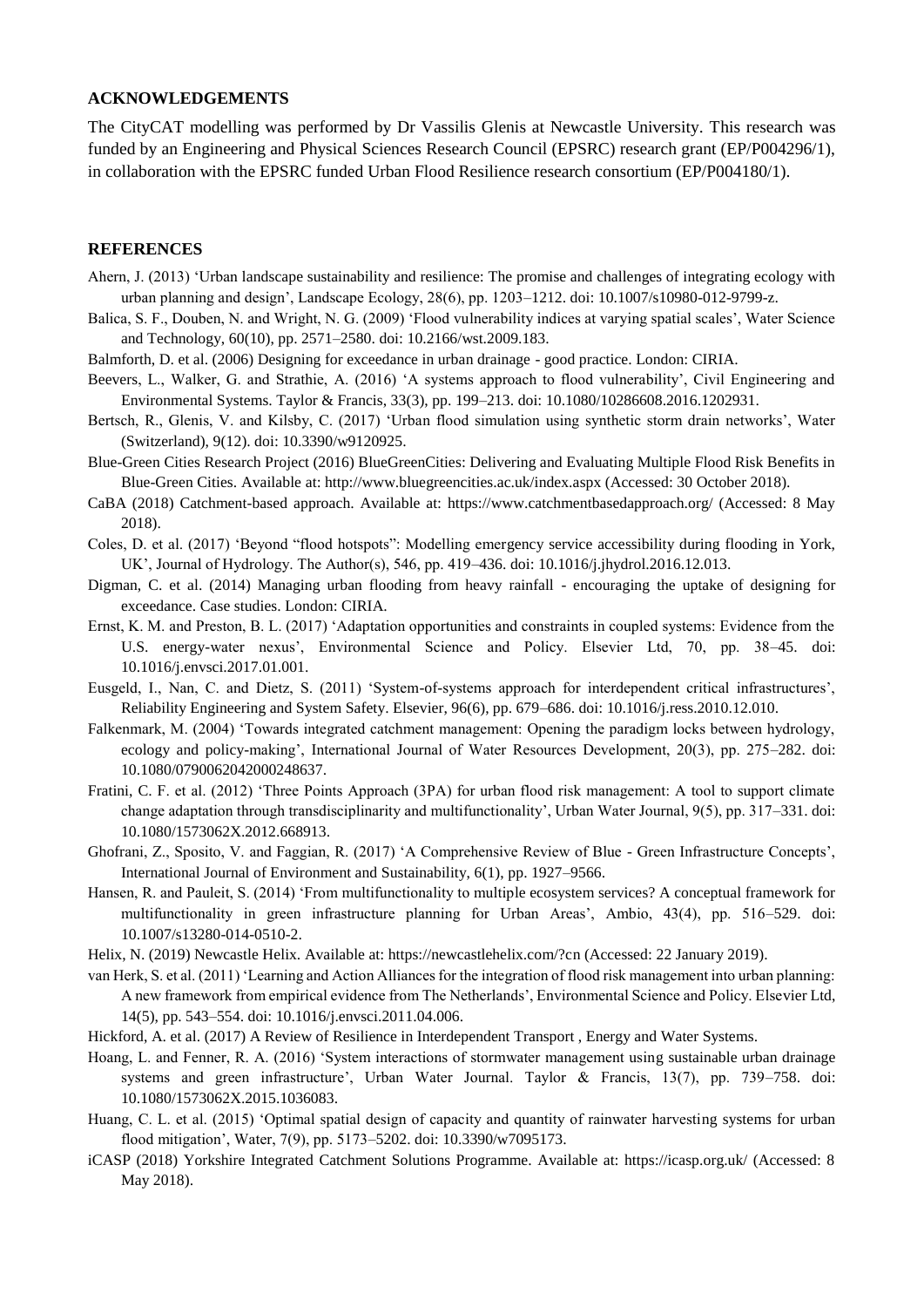## ACKNOWLEDGEMENTS

The CityCAT modelling was performed by Dr Vassilis Glenis at Newcastle University. This research was funded by an Engineering and Physical Sciences Research Council (EPSRC) research grant (EP/P004296/1), in collaboration with the EPSRC funded Urban Flood Resilience research consortium (EP/P004180/1).

## REFERENCES

Ahern, J. (2013) 'Urban landscape sustainability and resilience: The promise and challenges of integrating ecology with urban planning and design', Landscape Ecology, 28(6), pp. 1203–1212. doi: 10.1007/s10980-012-9799-z.

Balica, S. F., Douben, N. and Wright, N. G. (2009) 'Flood vulnerability indices at varying spatial scales', Water Science and Technology, 60(10), pp. 2571–2580. doi: 10.2166/wst.2009.183.

Balmforth, D. et al. (2006) Designing for exceedance in urban drainage - good practice. London: CIRIA.

Beevers, L., Walker, G. and Strathie, A. (2016) 'A systems approach to flood vulnerability', Civil Engineering and Environmental Systems. Taylor & Francis, 33(3), pp. 199–213. doi: 10.1080/10286608.2016.1202931.

Bertsch, R., Glenis, V. and Kilsby, C. (2017) 'Urban flood simulation using synthetic storm drain networks', Water (Switzerland), 9(12). doi: 10.3390/w9120925.

Blue-Green Cities Research Project (2016) BlueGreenCities: Delivering and Evaluating Multiple Flood Risk Benefits in Blue-Green Cities. Available at: http://www.bluegreencities.ac.uk/index.aspx (Accessed: 30 October 2018).

CaBA (2018) Catchment-based approach. Available at: https://www.catchmentbasedapproach.org/ (Accessed: 8 May 2018).

Coles, D. et al. (2017) 'Beyond "flood hotspots": Modelling emergency service accessibility during flooding in York, UK', Journal of Hydrology. The Author(s), 546, pp. 419–436. doi: 10.1016/j.jhydrol.2016.12.013.

Digman, C. et al. (2014) Managing urban flooding from heavy rainfall - encouraging the uptake of designing for exceedance. Case studies. London: CIRIA.

Ernst, K. M. and Preston, B. L. (2017) 'Adaptation opportunities and constraints in coupled systems: Evidence from the U.S. energy-water nexus', Environmental Science and Policy. Elsevier Ltd, 70, pp. 38–45. doi: 10.1016/j.envsci.2017.01.001.

Eusgeld, I., Nan, C. and Dietz, S. (2011) 'System-of-systems approach for interdependent critical infrastructures', Reliability Engineering and System Safety. Elsevier, 96(6), pp. 679–686. doi: 10.1016/j.ress.2010.12.010.

Falkenmark, M. (2004) 'Towards integrated catchment management: Opening the paradigm locks between hydrology, ecology and policy-making', International Journal of Water Resources Development, 20(3), pp. 275–282. doi: 10.1080/0790062042000248637.

Fratini, C. F. et al. (2012) 'Three Points Approach (3PA) for urban flood risk management: A tool to support climate change adaptation through transdisciplinarity and multifunctionality', Urban Water Journal, 9(5), pp. 317–331. doi: 10.1080/1573062X.2012.668913.

Ghofrani, Z., Sposito, V. and Faggian, R. (2017) 'A Comprehensive Review of Blue - Green Infrastructure Concepts', International Journal of Environment and Sustainability, 6(1), pp. 1927–9566.

Hansen, R. and Pauleit, S. (2014) 'From multifunctionality to multiple ecosystem services? A conceptual framework for multifunctionality in green infrastructure planning for Urban Areas', Ambio, 43(4), pp. 516–529. doi: 10.1007/s13280-014-0510-2.

Helix, N. (2019) Newcastle Helix. Available at: https://newcastlehelix.com/?cn (Accessed: 22 January 2019).

van Herk, S. et al. (2011) 'Learning and Action Alliances for the integration of flood risk management into urban planning: A new framework from empirical evidence from The Netherlands', Environmental Science and Policy. Elsevier Ltd, 14(5), pp. 543–554. doi: 10.1016/j.envsci.2011.04.006.

Hickford, A. et al. (2017) A Review of Resilience in Interdependent Transport , Energy and Water Systems.

Hoang, L. and Fenner, R. A. (2016) 'System interactions of stormwater management using sustainable urban drainage systems and green infrastructure', Urban Water Journal. Taylor & Francis, 13(7), pp. 739–758. doi: 10.1080/1573062X.2015.1036083.

Huang, C. L. et al. (2015) 'Optimal spatial design of capacity and quantity of rainwater harvesting systems for urban flood mitigation', Water, 7(9), pp. 5173–5202. doi: 10.3390/w7095173.

iCASP (2018) Yorkshire Integrated Catchment Solutions Programme. Available at: https://icasp.org.uk/ (Accessed: 8 May 2018).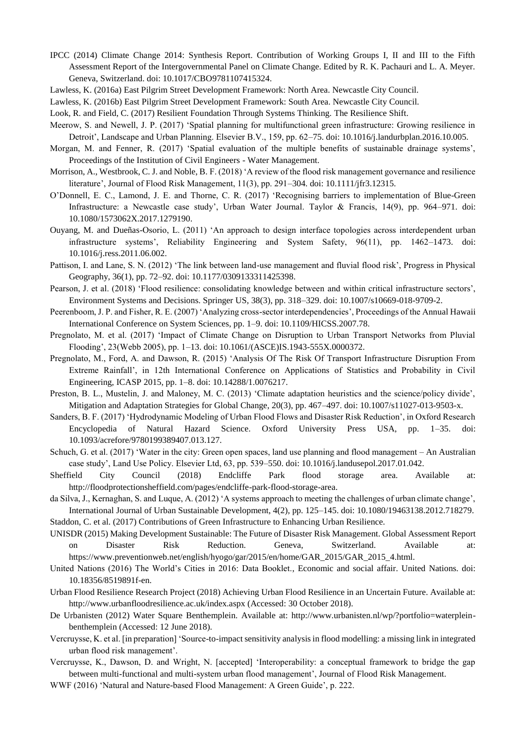IPCC (2014) Climate Change 2014: Synthesis Report. Contribution of Working Groups I, II and III to the Fifth Assessment Report of the Intergovernmental Panel on Climate Change. Edited by R. K. Pachauri and L. A. Meyer. Geneva, Switzerland. doi: 10.1017/CBO9781107415324.

Lawless, K. (2016a) East Pilgrim Street Development Framework: North Area. Newcastle City Council.

Lawless, K. (2016b) East Pilgrim Street Development Framework: South Area. Newcastle City Council.

Look, R. and Field, C. (2017) Resilient Foundation Through Systems Thinking. The Resilience Shift.

Meerow, S. and Newell, J. P. (2017) 'Spatial planning for multifunctional green infrastructure: Growing resilience in Detroit', Landscape and Urban Planning. Elsevier B.V., 159, pp. 62–75. doi: 10.1016/j.landurbplan.2016.10.005.

Morgan, M. and Fenner, R. (2017) 'Spatial evaluation of the multiple benefits of sustainable drainage systems', Proceedings of the Institution of Civil Engineers - Water Management.

Morrison, A., Westbrook, C. J. and Noble, B. F. (2018) 'A review of the flood risk management governance and resilience literature', Journal of Flood Risk Management, 11(3), pp. 291–304. doi: 10.1111/jfr3.12315.

O'Donnell, E. C., Lamond, J. E. and Thorne, C. R. (2017) 'Recognising barriers to implementation of Blue-Green Infrastructure: a Newcastle case study', Urban Water Journal. Taylor & Francis, 14(9), pp. 964–971. doi: 10.1080/1573062X.2017.1279190.

Ouyang, M. and Dueñas-Osorio, L. (2011) 'An approach to design interface topologies across interdependent urban infrastructure systems', Reliability Engineering and System Safety, 96(11), pp. 1462–1473. doi: 10.1016/j.ress.2011.06.002.

Pattison, I. and Lane, S. N. (2012) 'The link between land-use management and fluvial flood risk', Progress in Physical Geography, 36(1), pp. 72–92. doi: 10.1177/0309133311425398.

Pearson, J. et al. (2018) 'Flood resilience: consolidating knowledge between and within critical infrastructure sectors', Environment Systems and Decisions. Springer US, 38(3), pp. 318–329. doi: 10.1007/s10669-018-9709-2.

Peerenboom, J. P. and Fisher, R. E. (2007) 'Analyzing cross-sector interdependencies', Proceedings of the Annual Hawaii International Conference on System Sciences, pp. 1–9. doi: 10.1109/HICSS.2007.78.

Pregnolato, M. et al. (2017) 'Impact of Climate Change on Disruption to Urban Transport Networks from Pluvial Flooding', 23(Webb 2005), pp. 1–13. doi: 10.1061/(ASCE)IS.1943-555X.0000372.

Pregnolato, M., Ford, A. and Dawson, R. (2015) 'Analysis Of The Risk Of Transport Infrastructure Disruption From Extreme Rainfall', in 12th International Conference on Applications of Statistics and Probability in Civil Engineering, ICASP 2015, pp. 1–8. doi: 10.14288/1.0076217.

Preston, B. L., Mustelin, J. and Maloney, M. C. (2013) 'Climate adaptation heuristics and the science/policy divide', Mitigation and Adaptation Strategies for Global Change, 20(3), pp. 467–497. doi: 10.1007/s11027-013-9503-x.

Sanders, B. F. (2017) 'Hydrodynamic Modeling of Urban Flood Flows and Disaster Risk Reduction', in Oxford Research Encyclopedia of Natural Hazard Science. Oxford University Press USA, pp. 1–35. doi: 10.1093/acrefore/9780199389407.013.127.

Schuch, G. et al. (2017) 'Water in the city: Green open spaces, land use planning and flood management – An Australian case study', Land Use Policy. Elsevier Ltd, 63, pp. 539–550. doi: 10.1016/j.landusepol.2017.01.042.

Sheffield City Council (2018) Endcliffe Park flood storage area. Available at: http://floodprotectionsheffield.com/pages/endcliffe-park-flood-storage-area.

da Silva, J., Kernaghan, S. and Luque, A. (2012) 'A systems approach to meeting the challenges of urban climate change', International Journal of Urban Sustainable Development, 4(2), pp. 125–145. doi: 10.1080/19463138.2012.718279.

Staddon, C. et al. (2017) Contributions of Green Infrastructure to Enhancing Urban Resilience.

UNISDR (2015) Making Development Sustainable: The Future of Disaster Risk Management. Global Assessment Report on Disaster Risk Reduction. Geneva, Switzerland. Available at: https://www.preventionweb.net/english/hyogo/gar/2015/en/home/GAR_2015/GAR_2015_4.html.

United Nations (2016) The World's Cities in 2016: Data Booklet., Economic and social affair. United Nations. doi: 10.18356/8519891f-en.

Urban Flood Resilience Research Project (2018) Achieving Urban Flood Resilience in an Uncertain Future. Available at: http://www.urbanfloodresilience.ac.uk/index.aspx (Accessed: 30 October 2018).

De Urbanisten (2012) Water Square Benthemplein. Available at: http://www.urbanisten.nl/wp/?portfolio=waterplein-benthemplein (Accessed: 12 June 2018).

Vercruysse, K. et al. [in preparation] 'Source-to-impact sensitivity analysis in flood modelling: a missing link in integrated urban flood risk management'.

Vercruysse, K., Dawson, D. and Wright, N. [accepted] 'Interoperability: a conceptual framework to bridge the gap between multi-functional and multi-system urban flood management', Journal of Flood Risk Management.

WWF (2016) 'Natural and Nature-based Flood Management: A Green Guide', p. 222.